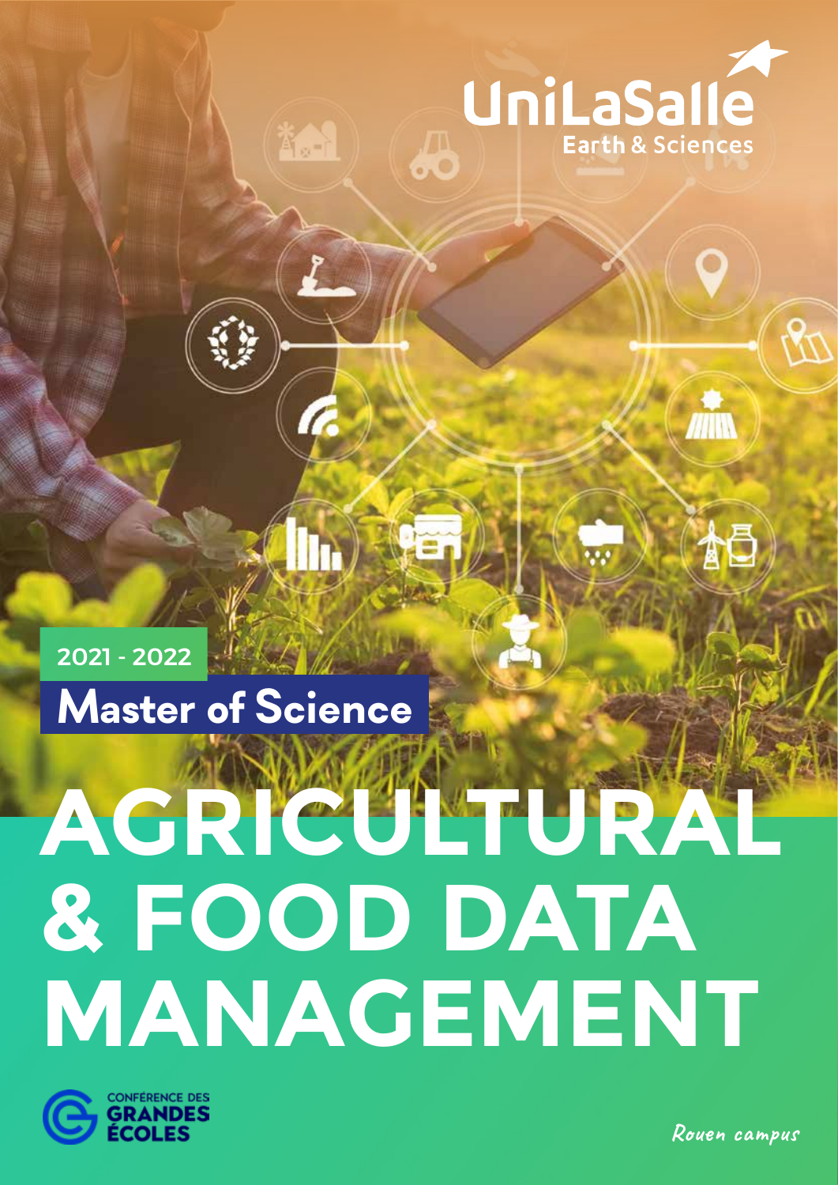UniLaSalle
Earth & Sciences

2021 - 2022

## Master of Science

# AGRICULTURAL & FOOD DATA MANAGEMENT

CONFÉRENCE DES GRANDES ÉCOLES

*Rouen campus*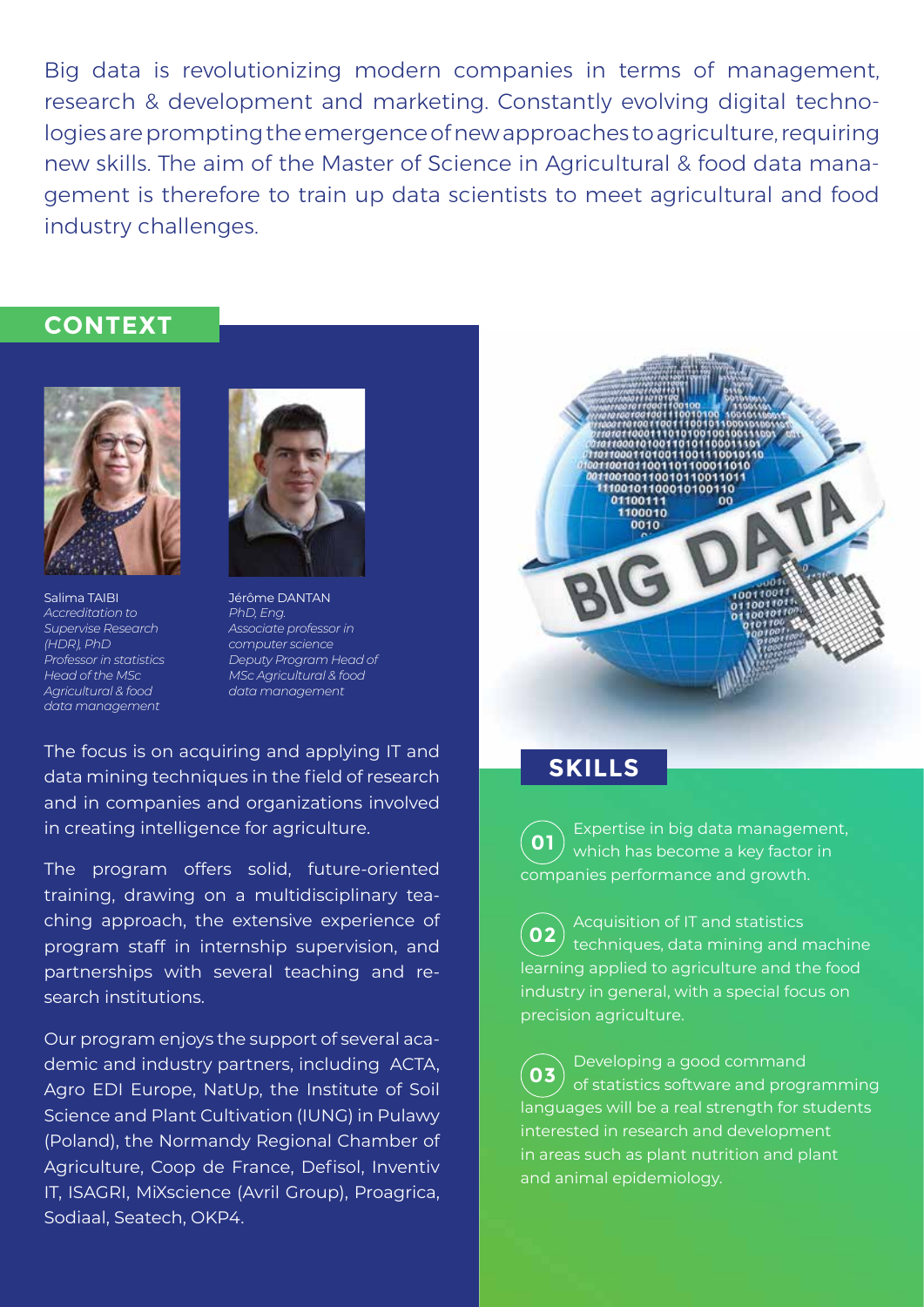Big data is revolutionizing modern companies in terms of management, research & development and marketing. Constantly evolving digital technologies are prompting the emergence of new approaches to agriculture, requiring new skills. The aim of the Master of Science in Agricultural & food data management is therefore to train up data scientists to meet agricultural and food industry challenges.

## CONTEXT

Salima TAIBI
*Accreditation to Supervise Research (HDR), PhD*
*Professor in statistics*
*Head of the MSc Agricultural & food data management*

Jérôme DANTAN
*PhD, Eng.*
*Associate professor in computer science*
*Deputy Program Head of MSc Agricultural & food data management*

The focus is on acquiring and applying IT and data mining techniques in the field of research and in companies and organizations involved in creating intelligence for agriculture.

The program offers solid, future-oriented training, drawing on a multidisciplinary teaching approach, the extensive experience of program staff in internship supervision, and partnerships with several teaching and research institutions.

Our program enjoys the support of several academic and industry partners, including ACTA, Agro EDI Europe, NatUp, the Institute of Soil Science and Plant Cultivation (IUNG) in Pulawy (Poland), the Normandy Regional Chamber of Agriculture, Coop de France, Defisol, Inventiv IT, ISAGRI, MiXscience (Avril Group), Proagrica, Sodiaal, Seatech, OKP4.

## SKILLS

**01** Expertise in big data management, which has become a key factor in companies performance and growth.

**02** Acquisition of IT and statistics techniques, data mining and machine learning applied to agriculture and the food industry in general, with a special focus on precision agriculture.

**03** Developing a good command of statistics software and programming languages will be a real strength for students interested in research and development in areas such as plant nutrition and plant and animal epidemiology.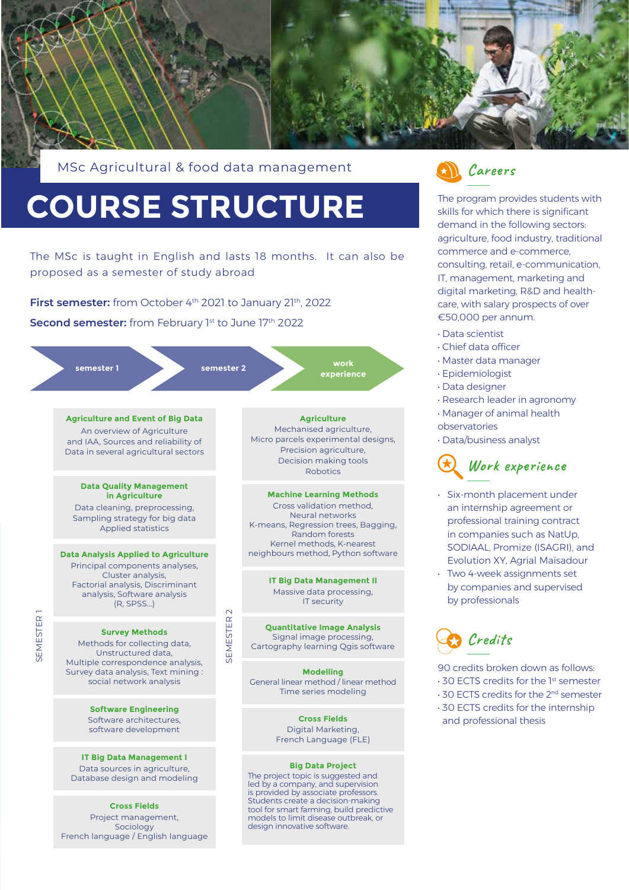MSc Agricultural & food data management

# COURSE STRUCTURE

The MSc is taught in English and lasts 18 months. It can also be proposed as a semester of study abroad

**First semester:** from October 4th 2021 to January 21th, 2022

**Second semester:** from February 1st to June 17th 2022

semester 1 → semester 2 → work experience

## SEMESTER 1

**Agriculture and Event of Big Data**
An overview of Agriculture and IAA, Sources and reliability of Data in several agricultural sectors

**Data Quality Management in Agriculture**
Data cleaning, preprocessing, Sampling strategy for big data Applied statistics

**Data Analysis Applied to Agriculture**
Principal components analyses, Cluster analysis, Factorial analysis, Discriminant analysis, Software analysis (R, SPSS...)

**Survey Methods**
Methods for collecting data, Unstructured data, Multiple correspondence analysis, Survey data analysis, Text mining : social network analysis

**Software Engineering**
Software architectures, software development

**IT Big Data Management I**
Data sources in agriculture, Database design and modeling

**Cross Fields**
Project management, Sociology French language / English language

## SEMESTER 2

**Agriculture**
Mechanised agriculture, Micro parcels experimental designs, Precision agriculture, Decision making tools Robotics

**Machine Learning Methods**
Cross validation method, Neural networks K-means, Regression trees, Bagging, Random forests Kernel methods, K-nearest neighbours method, Python software

**IT Big Data Management II**
Massive data processing, IT security

**Quantitative Image Analysis**
Signal image processing, Cartography learning Qgis software

**Modelling**
General linear method / linear method Time series modeling

**Cross Fields**
Digital Marketing, French Language (FLE)

**Big Data Project**
The project topic is suggested and led by a company, and supervision is provided by associate professors. Students create a decision-making tool for smart farming, build predictive models to limit disease outbreak, or design innovative software.

## Careers

The program provides students with skills for which there is significant demand in the following sectors: agriculture, food industry, traditional commerce and e-commerce, consulting, retail, e-communication, IT, management, marketing and digital marketing, R&D and health-care, with salary prospects of over €50,000 per annum.

- Data scientist
- Chief data officer
- Master data manager
- Epidemiologist
- Data designer
- Research leader in agronomy
- Manager of animal health observatories
- Data/business analyst

## Work experience

- Six-month placement under an internship agreement or professional training contract in companies such as NatUp, SODIAAL, Promize (ISAGRI), and Evolution XY, Agrial Maïsadour
- Two 4-week assignments set by companies and supervised by professionals

## Credits

90 credits broken down as follows:

- 30 ECTS credits for the 1st semester
- 30 ECTS credits for the 2nd semester
- 30 ECTS credits for the internship and professional thesis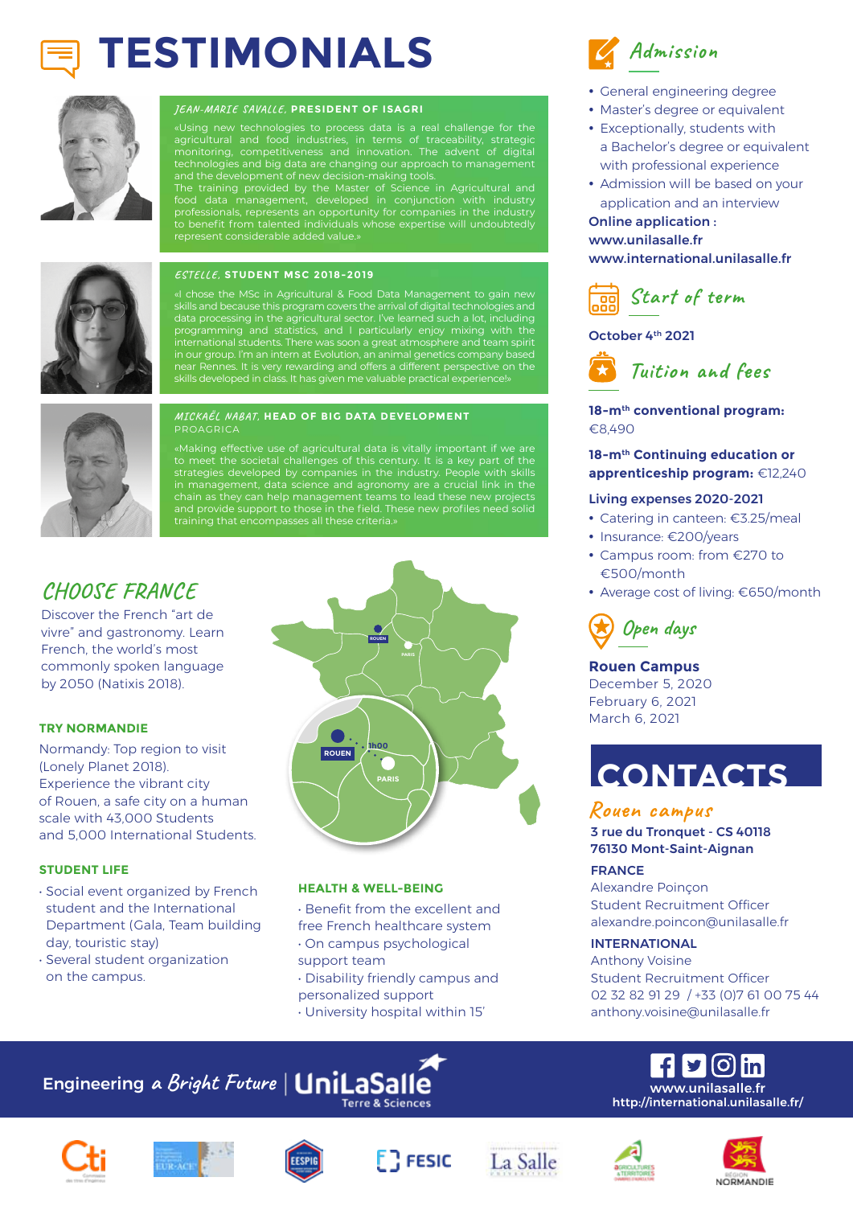# TESTIMONIALS

### *JEAN-MARIE SAVALLE*, PRESIDENT OF ISAGRI

«Using new technologies to process data is a real challenge for the agricultural and food industries, in terms of traceability, strategic monitoring, competitiveness and innovation. The advent of digital technologies and big data are changing our approach to management and the development of new decision-making tools.
The training provided by the Master of Science in Agricultural and food data management, developed in conjunction with industry professionals, represents an opportunity for companies in the industry to benefit from talented individuals whose expertise will undoubtedly represent considerable added value.»

### *ESTELLE*, STUDENT MSC 2018-2019

«I chose the MSc in Agricultural & Food Data Management to gain new skills and because this program covers the arrival of digital technologies and data processing in the agricultural sector. I've learned such a lot, including programming and statistics, and I particularly enjoy mixing with the international students. There was soon a great atmosphere and team spirit in our group. I'm an intern at Evolution, an animal genetics company based near Rennes. It is very rewarding and offers a different perspective on the skills developed in class. It has given me valuable practical experience!»

### *MICKAËL NABAT*, HEAD OF BIG DATA DEVELOPMENT

PROAGRICA

«Making effective use of agricultural data is vitally important if we are to meet the societal challenges of this century. It is a key part of the strategies developed by companies in the industry. People with skills in management, data science and agronomy are a crucial link in the chain as they can help management teams to lead these new projects and provide support to those in the field. These new profiles need solid training that encompasses all these criteria.»

## *CHOOSE FRANCE*

Discover the French "art de vivre" and gastronomy. Learn French, the world's most commonly spoken language by 2050 (Natixis 2018).

ROUEN
PARIS
1h00

### TRY NORMANDIE

Normandy: Top region to visit (Lonely Planet 2018).
Experience the vibrant city of Rouen, a safe city on a human scale with 43,000 Students and 5,000 International Students.

### STUDENT LIFE

- Social event organized by French student and the International Department (Gala, Team building day, touristic stay)
- Several student organization on the campus.

### HEALTH & WELL-BEING

- Benefit from the excellent and free French healthcare system
- On campus psychological support team
- Disability friendly campus and personalized support
- University hospital within 15'

## *Admission*

- General engineering degree
- Master's degree or equivalent
- Exceptionally, students with a Bachelor's degree or equivalent with professional experience
- Admission will be based on your application and an interview

**Online application :**
**www.unilasalle.fr**
**www.international.unilasalle.fr**

## *Start of term*

**October 4th 2021**

## *Tuition and fees*

**18-mth conventional program:** €8,490

**18-mth Continuing education or apprenticeship program:** €12,240

**Living expenses 2020-2021**

- Catering in canteen: €3.25/meal
- Insurance: €200/years
- Campus room: from €270 to €500/month
- Average cost of living: €650/month

## *Open days*

**Rouen Campus**
December 5, 2020
February 6, 2021
March 6, 2021

# CONTACTS

## *Rouen campus*

**3 rue du Tronquet - CS 40118**
**76130 Mont-Saint-Aignan**

**FRANCE**
Alexandre Poinçon
Student Recruitment Officer
alexandre.poincon@unilasalle.fr

**INTERNATIONAL**
Anthony Voisine
Student Recruitment Officer
02 32 82 91 29 / +33 (0)7 61 00 75 44
anthony.voisine@unilasalle.fr

Engineering *a Bright Future* | UniLaSalle Terre & Sciences

www.unilasalle.fr
http://international.unilasalle.fr/